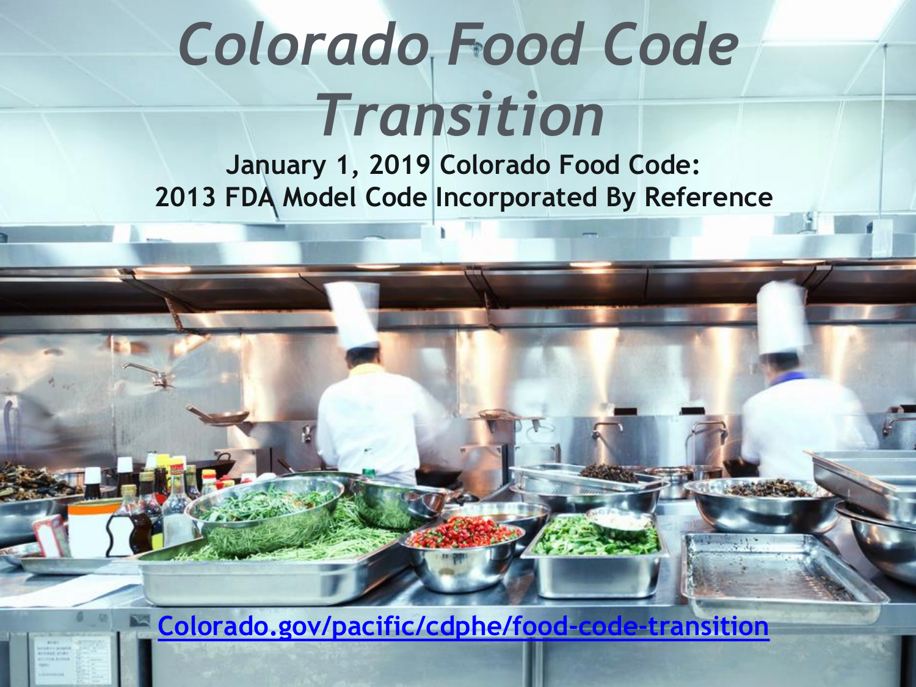# *Colorado Food Code Transition*

**January 1, 2019 Colorado Food Code:**
**2013 FDA Model Code Incorporated By Reference**

[Colorado.gov/pacific/cdphe/food-code-transition](Colorado.gov/pacific/cdphe/food-code-transition)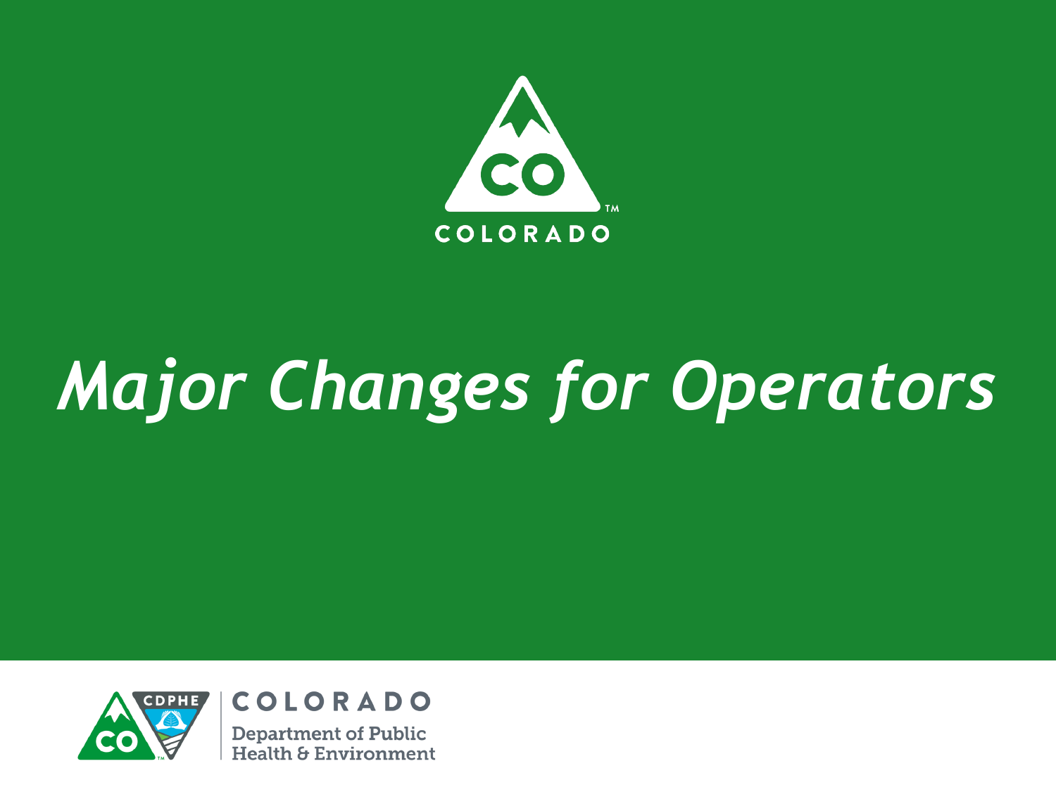# *Major Changes for Operators*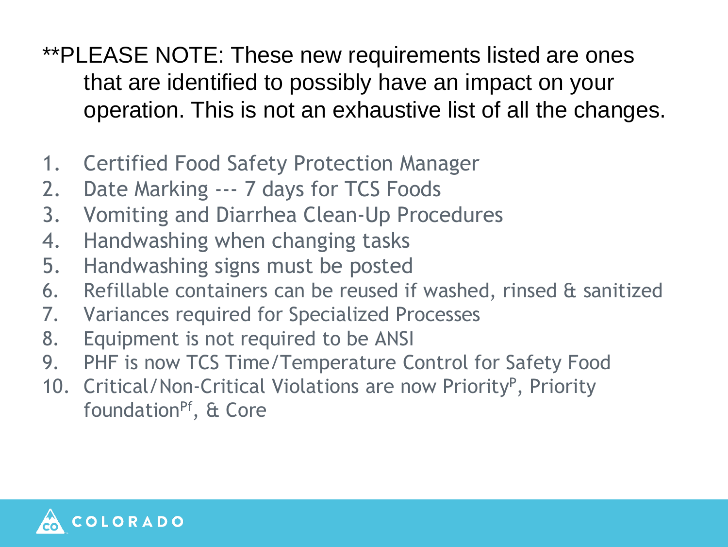**PLEASE NOTE: These new requirements listed are ones that are identified to possibly have an impact on your operation. This is not an exhaustive list of all the changes.

1. Certified Food Safety Protection Manager
2. Date Marking --- 7 days for TCS Foods
3. Vomiting and Diarrhea Clean-Up Procedures
4. Handwashing when changing tasks
5. Handwashing signs must be posted
6. Refillable containers can be reused if washed, rinsed & sanitized
7. Variances required for Specialized Processes
8. Equipment is not required to be ANSI
9. PHF is now TCS Time/Temperature Control for Safety Food
10. Critical/Non-Critical Violations are now Priority[P], Priority foundation[Pf], & Core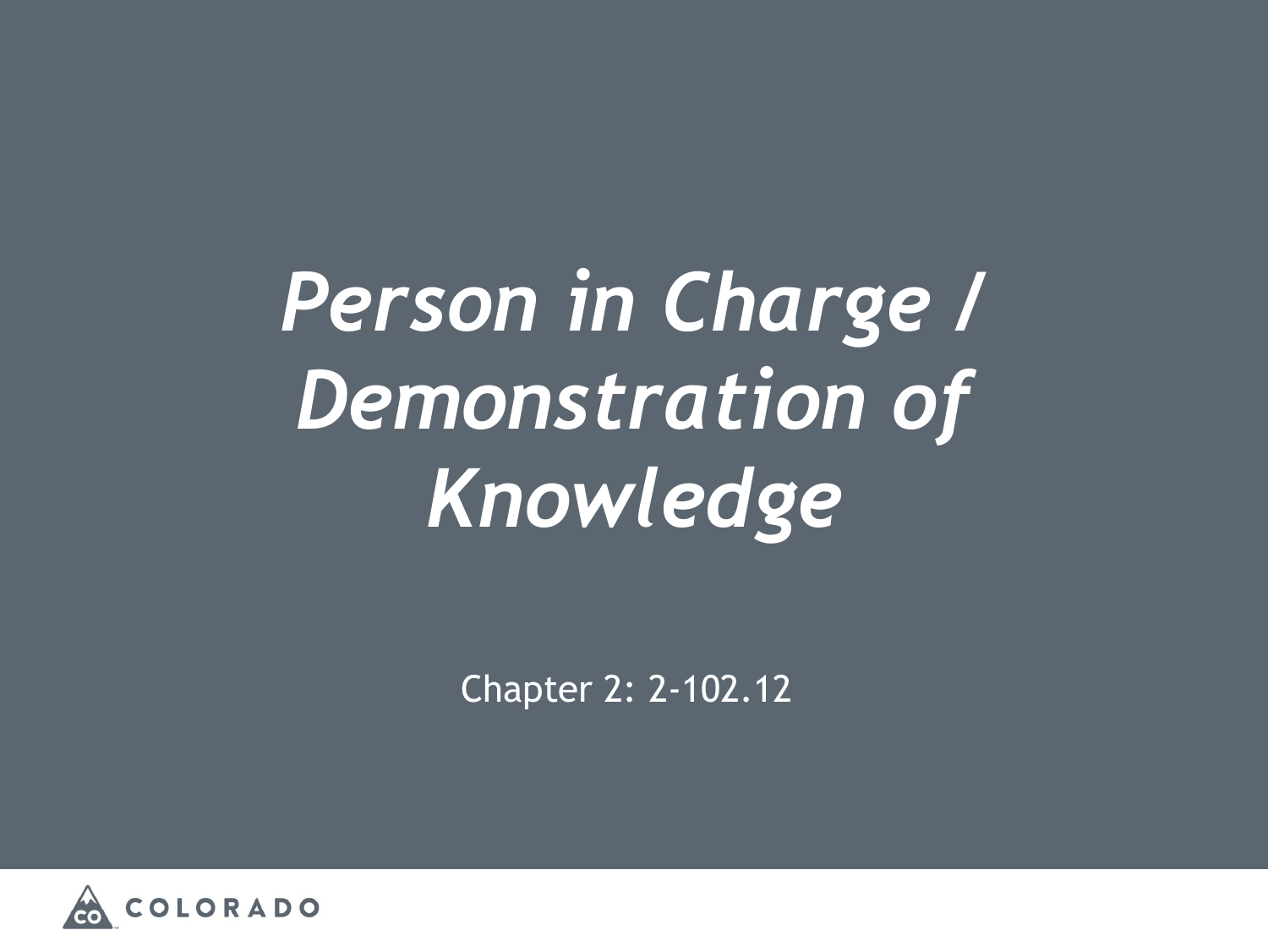# *Person in Charge / Demonstration of Knowledge*

Chapter 2: 2-102.12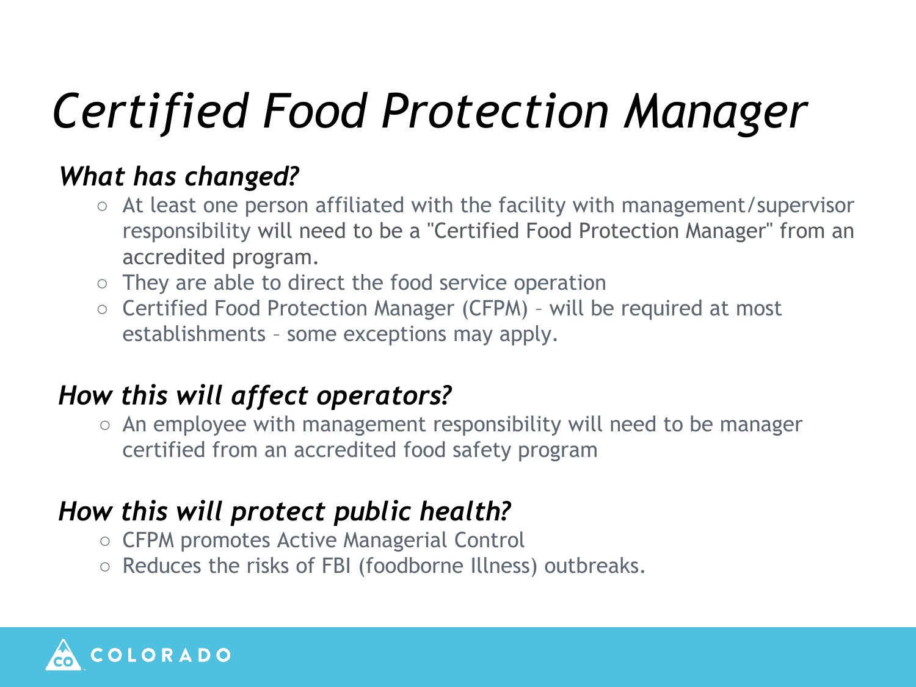# *Certified Food Protection Manager*

## *What has changed?*

- At least one person affiliated with the facility with management/supervisor responsibility will need to be a "Certified Food Protection Manager" from an accredited program.
- They are able to direct the food service operation
- Certified Food Protection Manager (CFPM) – will be required at most establishments – some exceptions may apply.

## *How this will affect operators?*

- An employee with management responsibility will need to be manager certified from an accredited food safety program

## *How this will protect public health?*

- CFPM promotes Active Managerial Control
- Reduces the risks of FBI (foodborne Illness) outbreaks.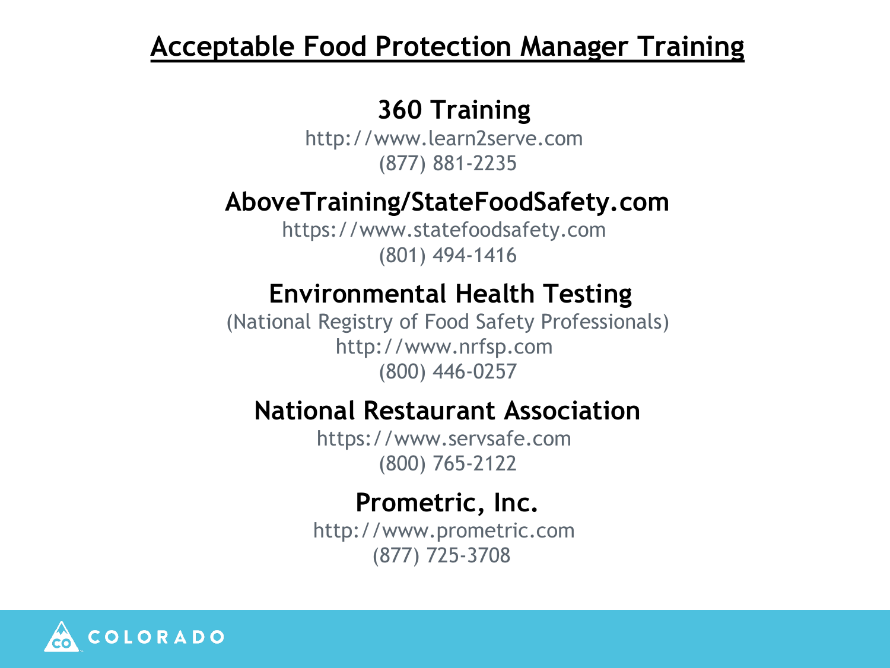# Acceptable Food Protection Manager Training

## 360 Training

http://www.learn2serve.com
(877) 881-2235

## AboveTraining/StateFoodSafety.com

https://www.statefoodsafety.com
(801) 494-1416

## Environmental Health Testing

(National Registry of Food Safety Professionals)
http://www.nrfsp.com
(800) 446-0257

## National Restaurant Association

https://www.servsafe.com
(800) 765-2122

## Prometric, Inc.

http://www.prometric.com
(877) 725-3708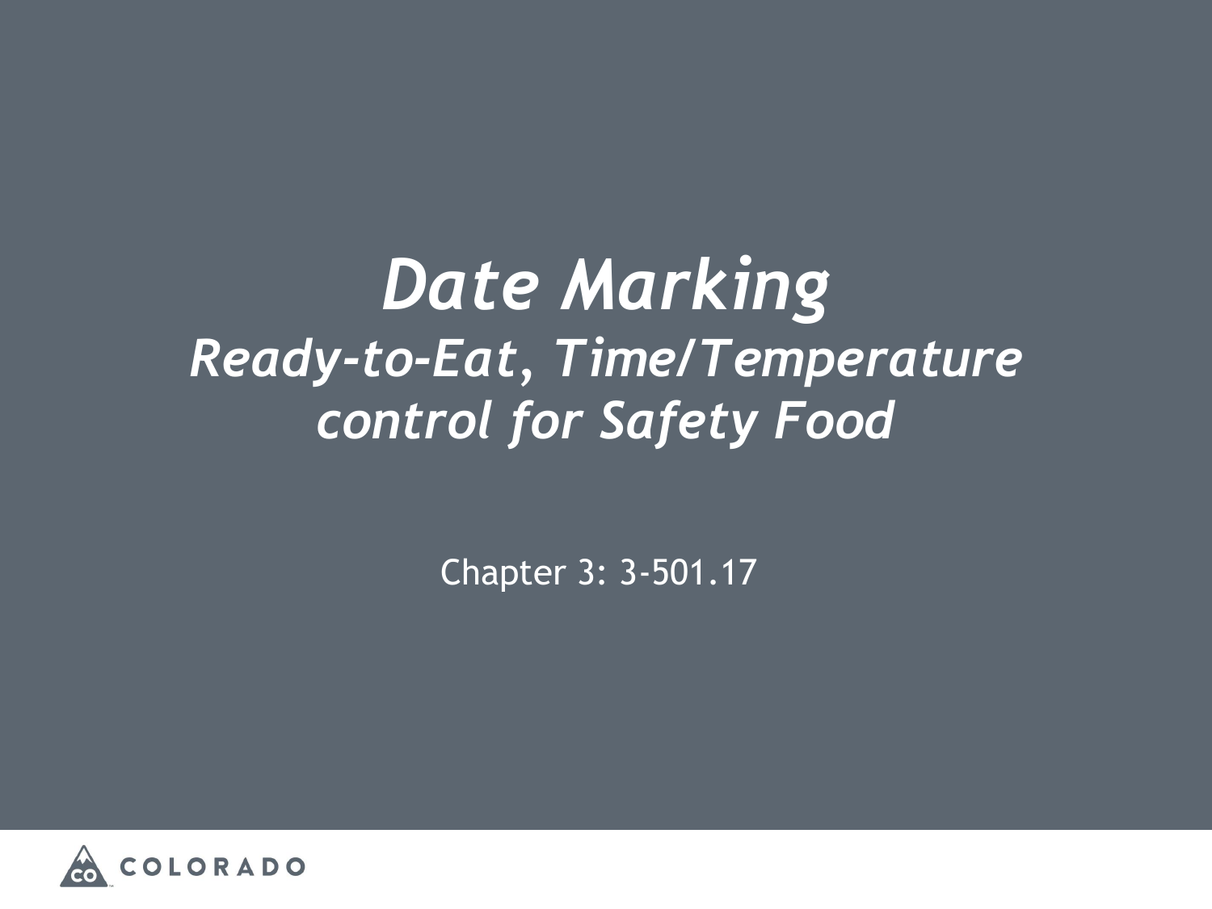# *Date Marking*

## *Ready-to-Eat, Time/Temperature control for Safety Food*

Chapter 3: 3-501.17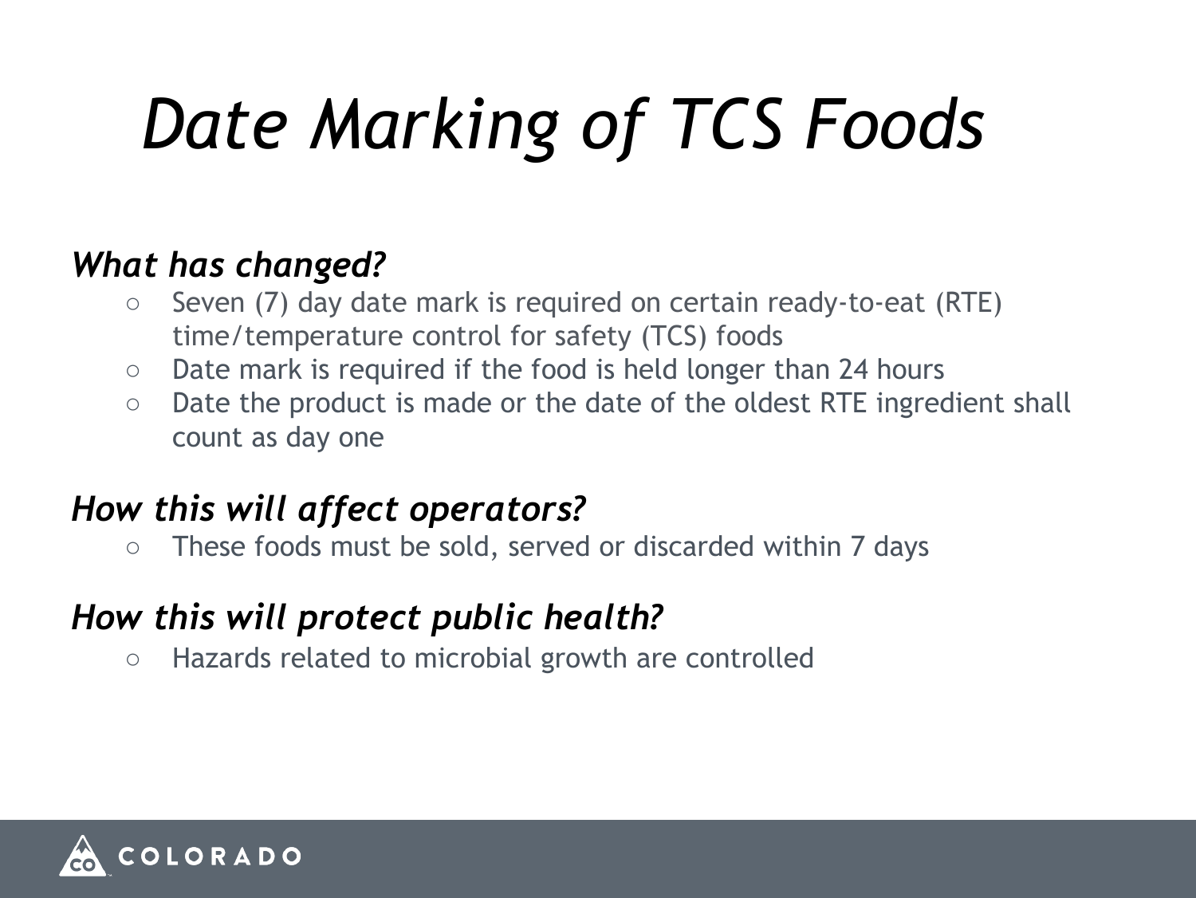# *Date Marking of TCS Foods*

### *What has changed?*

- Seven (7) day date mark is required on certain ready-to-eat (RTE) time/temperature control for safety (TCS) foods
- Date mark is required if the food is held longer than 24 hours
- Date the product is made or the date of the oldest RTE ingredient shall count as day one

### *How this will affect operators?*

- These foods must be sold, served or discarded within 7 days

### *How this will protect public health?*

- Hazards related to microbial growth are controlled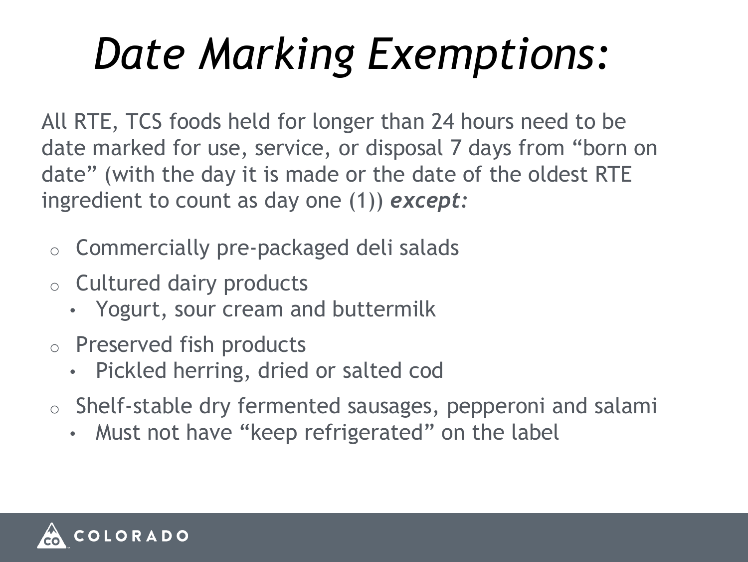# *Date Marking Exemptions:*

All RTE, TCS foods held for longer than 24 hours need to be date marked for use, service, or disposal 7 days from “born on date” (with the day it is made or the date of the oldest RTE ingredient to count as day one (1)) ***except:***

- Commercially pre-packaged deli salads
- Cultured dairy products
  - Yogurt, sour cream and buttermilk
- Preserved fish products
  - Pickled herring, dried or salted cod
- Shelf-stable dry fermented sausages, pepperoni and salami
  - Must not have “keep refrigerated” on the label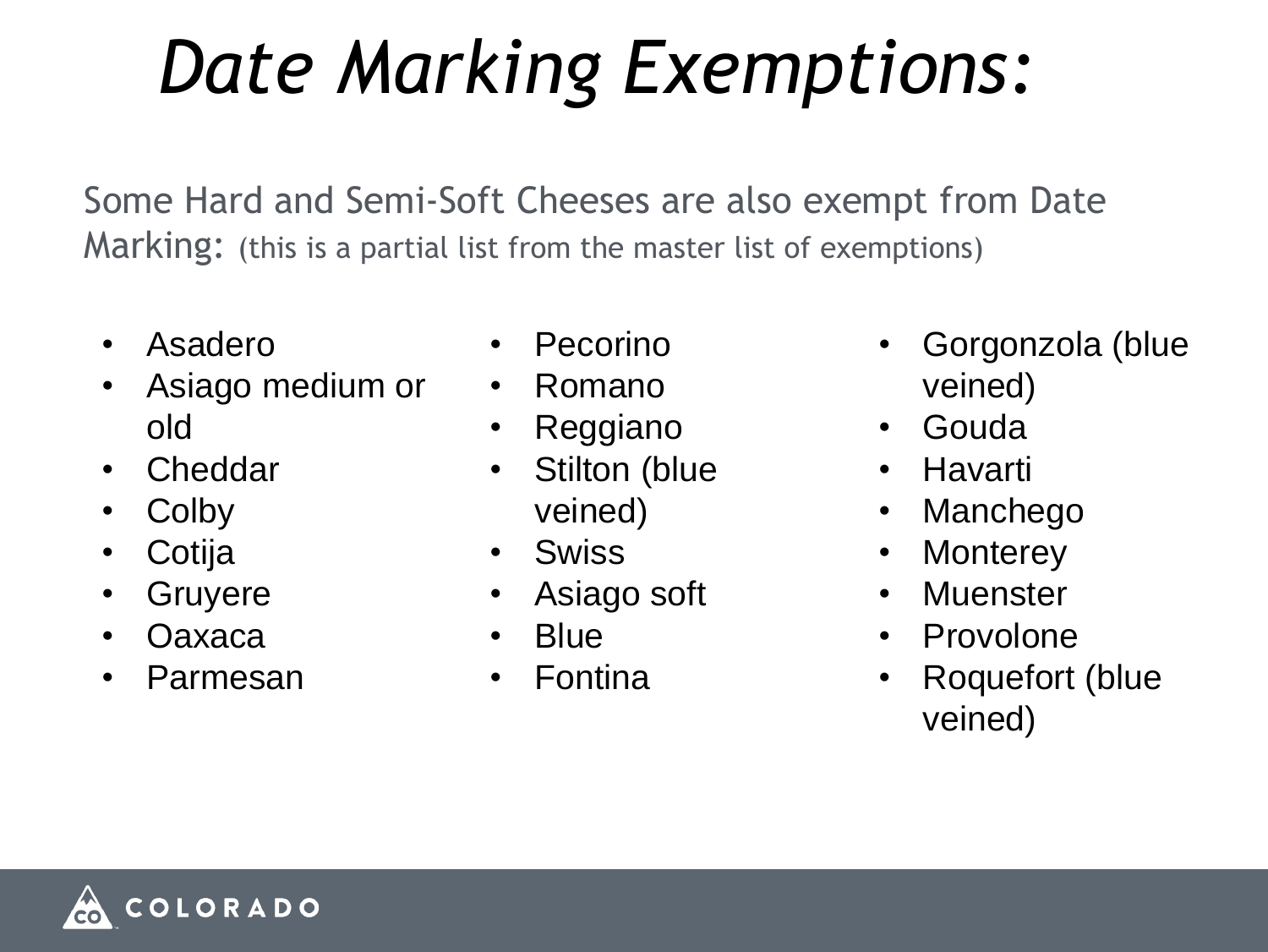# *Date Marking Exemptions:*

Some Hard and Semi-Soft Cheeses are also exempt from Date Marking: (this is a partial list from the master list of exemptions)

- Asadero
- Asiago medium or old
- Cheddar
- Colby
- Cotija
- Gruyere
- Oaxaca
- Parmesan
- Pecorino
- Romano
- Reggiano
- Stilton (blue veined)
- Swiss
- Asiago soft
- Blue
- Fontina
- Gorgonzola (blue veined)
- Gouda
- Havarti
- Manchego
- Monterey
- Muenster
- Provolone
- Roquefort (blue veined)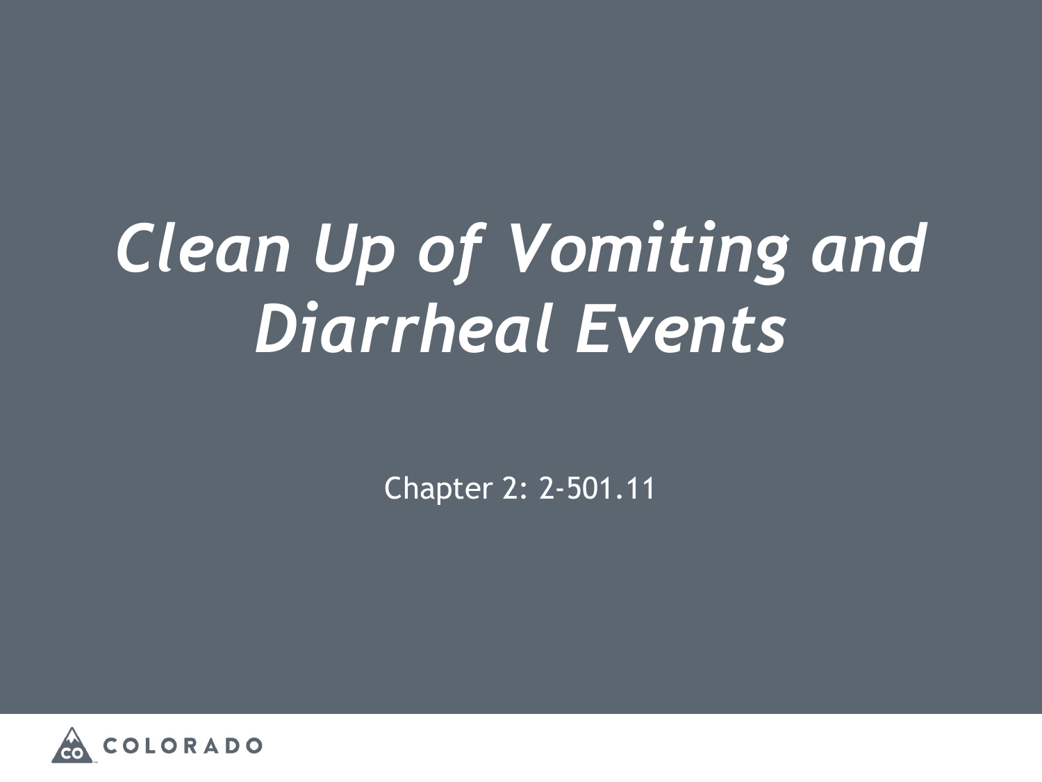# *Clean Up of Vomiting and Diarrheal Events*

Chapter 2: 2-501.11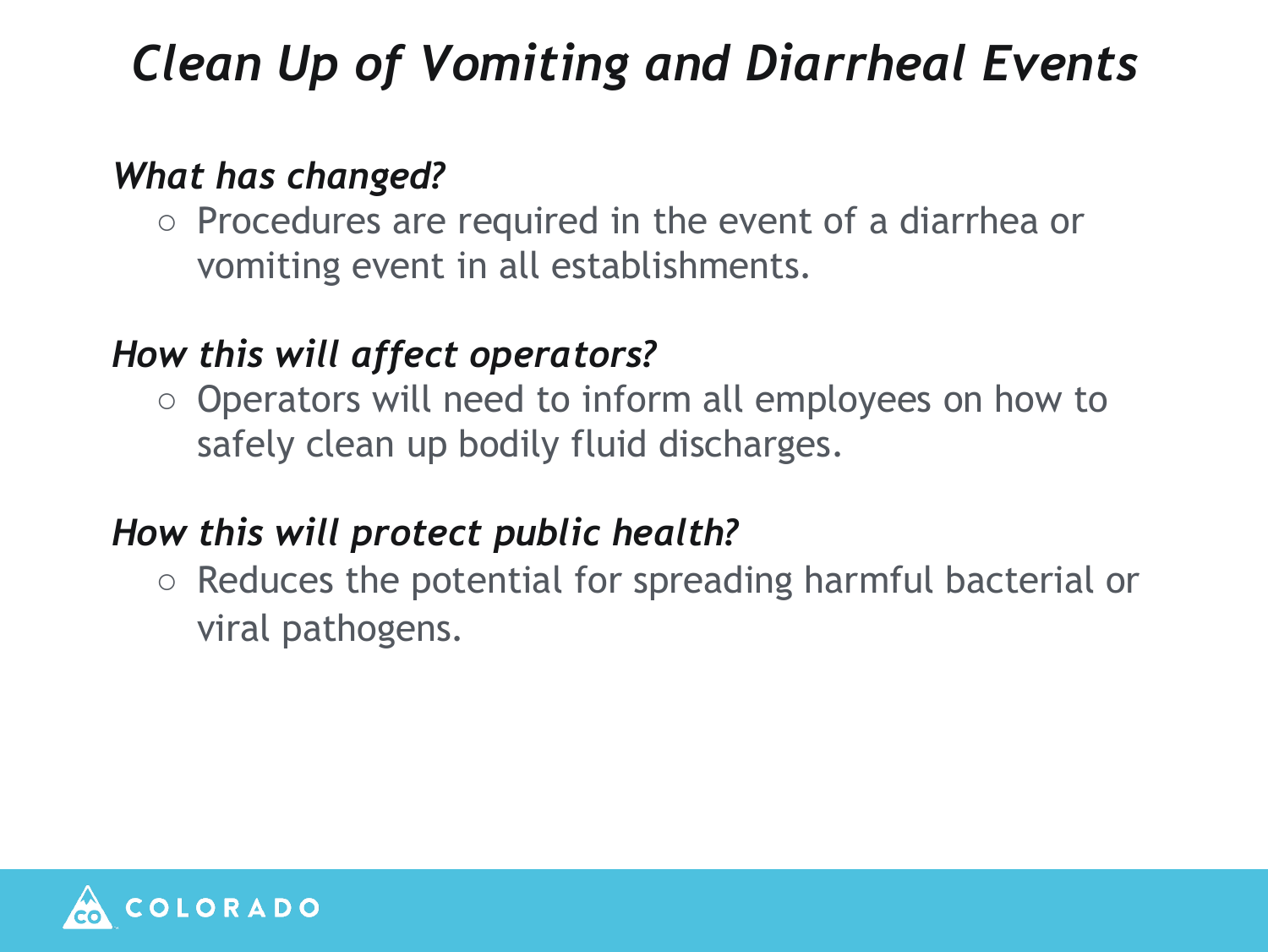# *Clean Up of Vomiting and Diarrheal Events*

***What has changed?***

- Procedures are required in the event of a diarrhea or vomiting event in all establishments.

***How this will affect operators?***

- Operators will need to inform all employees on how to safely clean up bodily fluid discharges.

***How this will protect public health?***

- Reduces the potential for spreading harmful bacterial or viral pathogens.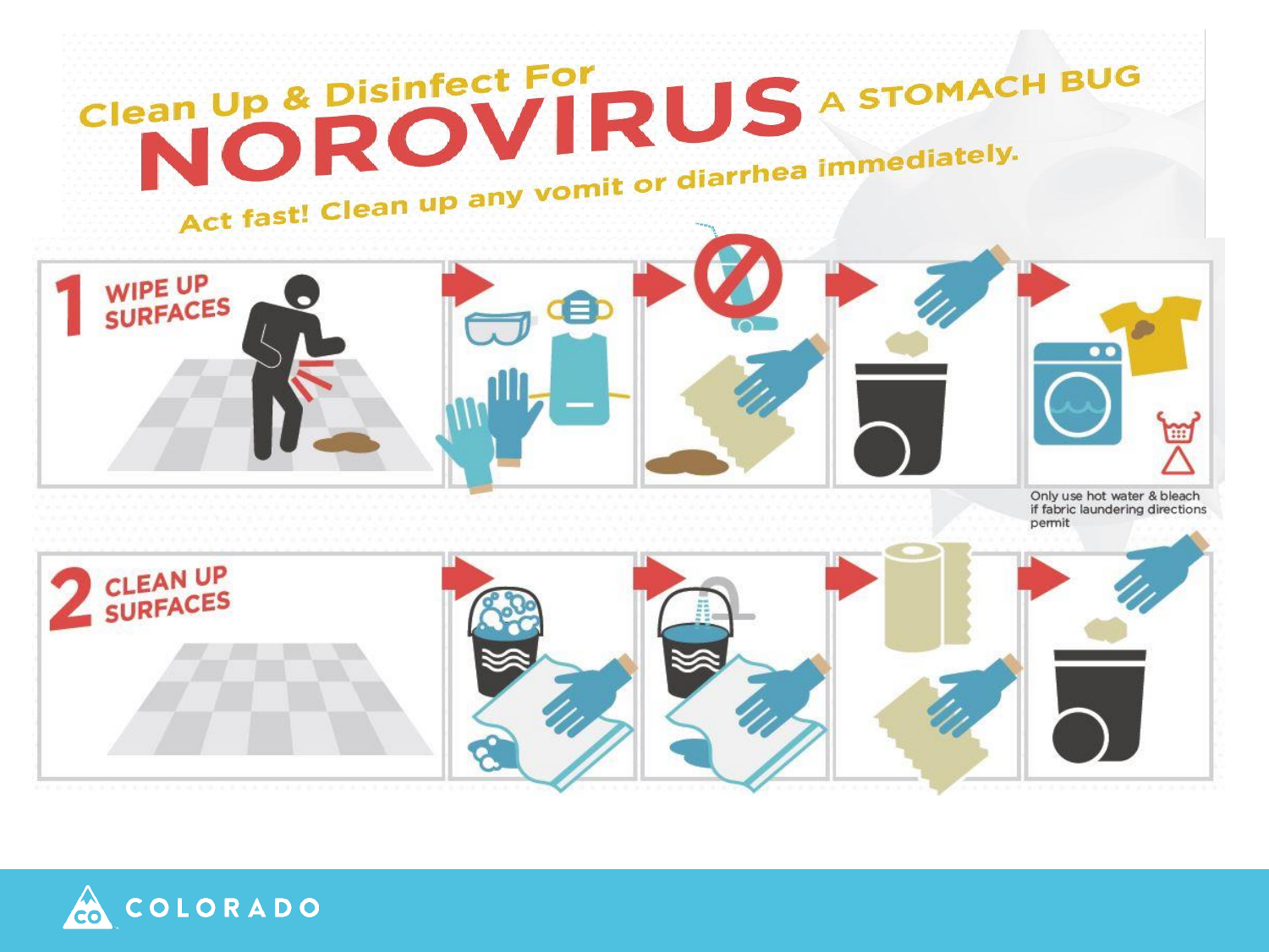# Clean Up & Disinfect For NOROVIRUS A STOMACH BUG

Act fast! Clean up any vomit or diarrhea immediately.

## 1 WIPE UP SURFACES

Only use hot water & bleach if fabric laundering directions permit

## 2 CLEAN UP SURFACES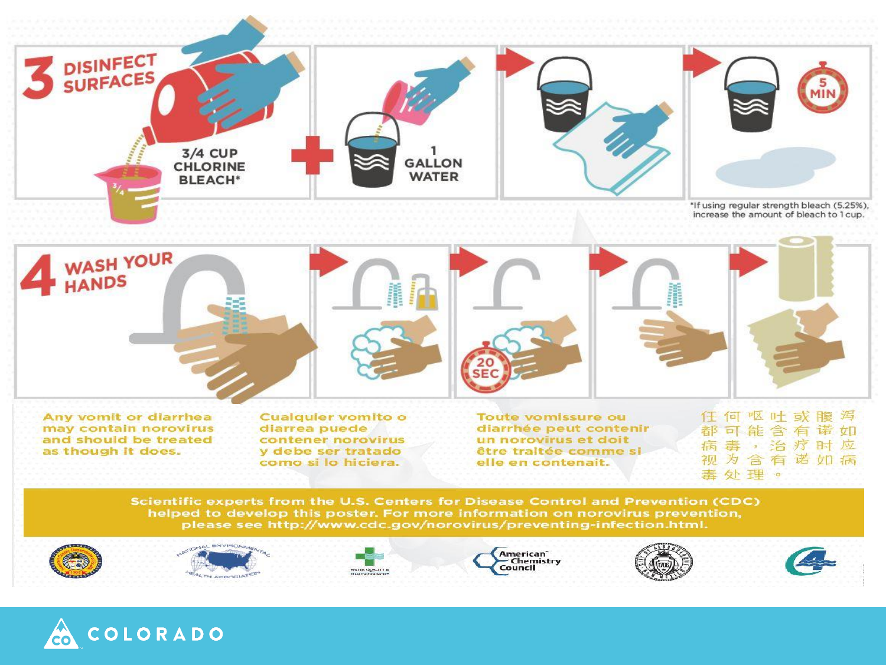## 3 DISINFECT SURFACES

3/4 CUP CHLORINE BLEACH* + 1 GALLON WATER

5 MIN

*If using regular strength bleach (5.25%), increase the amount of bleach to 1 cup.

## 4 WASH YOUR HANDS

20 SEC

Any vomit or diarrhea may contain norovirus and should be treated as though it does.

Cualquier vomito o diarrea puede contener norovirus y debe ser tratado como si lo hiciera.

Toute vomissure ou diarrhée peut contenir un norovirus et doit être traitée comme si elle en contenait.

任何呕吐或腹泻都可能含有诺如病毒，治疗时应视为含有诺如病毒处理。

**Scientific experts from the U.S. Centers for Disease Control and Prevention (CDC) helped to develop this poster. For more information on norovirus prevention, please see http://www.cdc.gov/norovirus/preventing-infection.html.**

National Environmental Health Association · Water Quality & Health Council · American Chemistry Council

COLORADO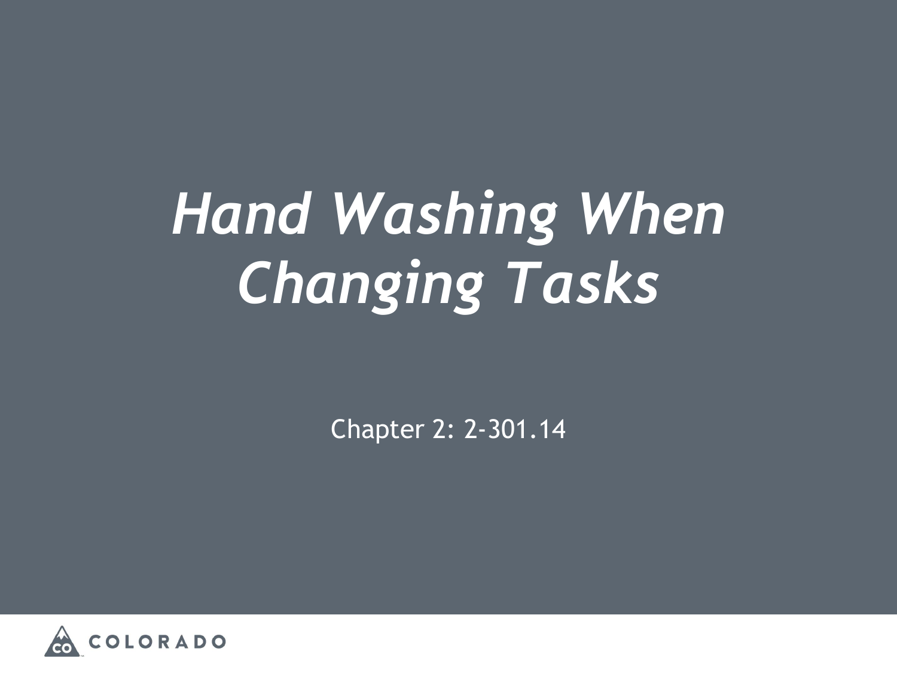# *Hand Washing When Changing Tasks*

Chapter 2: 2-301.14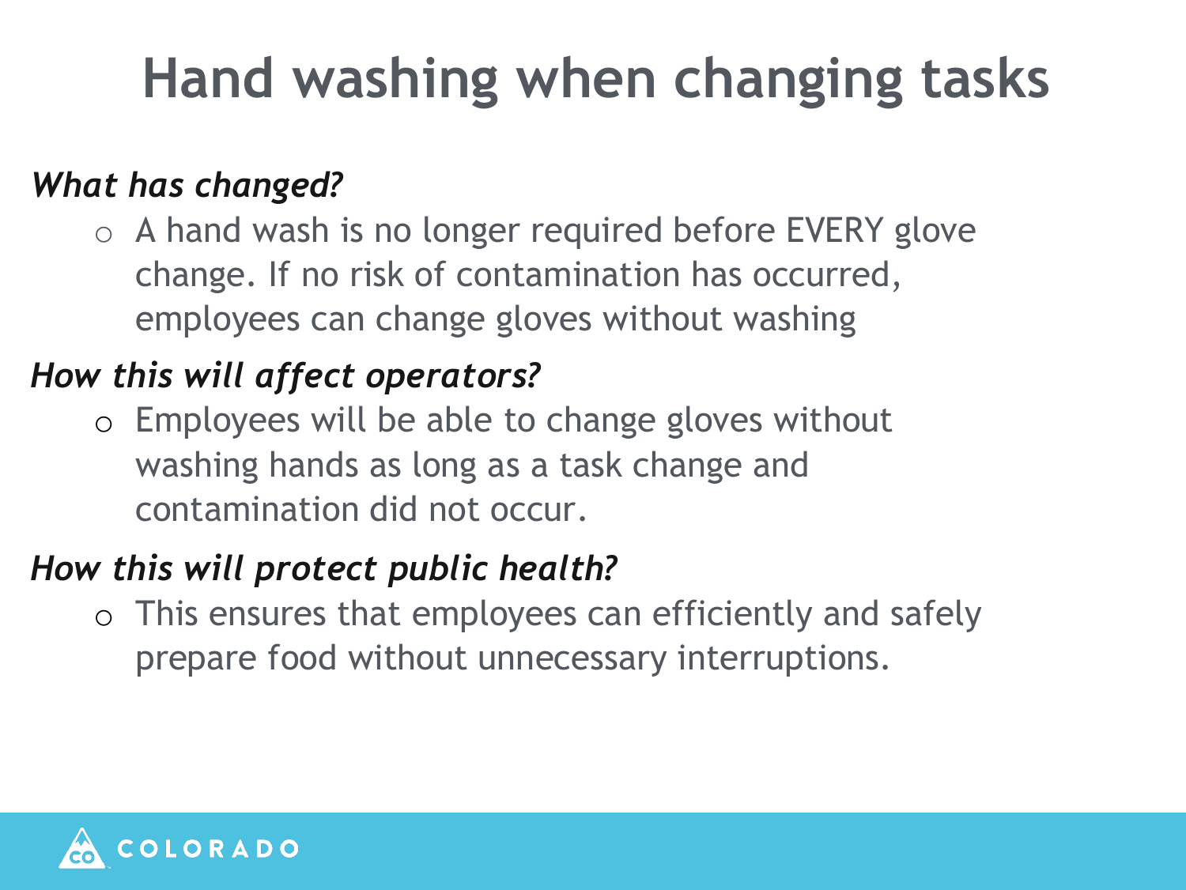# Hand washing when changing tasks

*What has changed?*

- A hand wash is no longer required before EVERY glove change. If no risk of contamination has occurred, employees can change gloves without washing

*How this will affect operators?*

- Employees will be able to change gloves without washing hands as long as a task change and contamination did not occur.

*How this will protect public health?*

- This ensures that employees can efficiently and safely prepare food without unnecessary interruptions.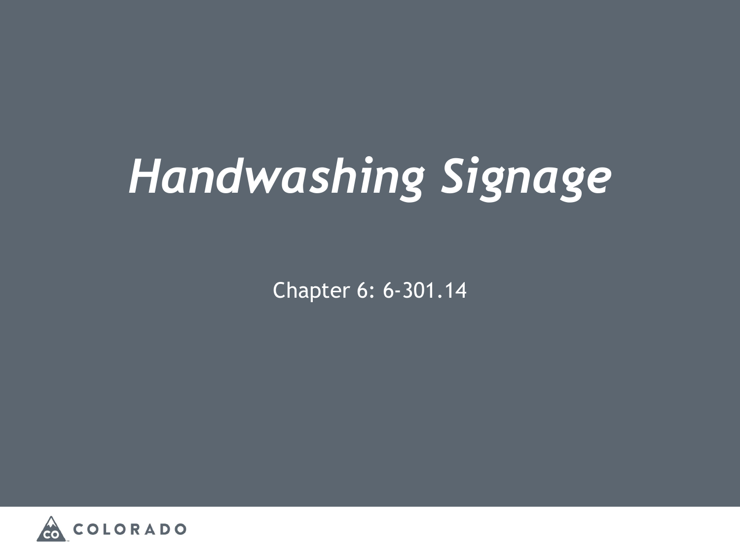# *Handwashing Signage*

Chapter 6: 6-301.14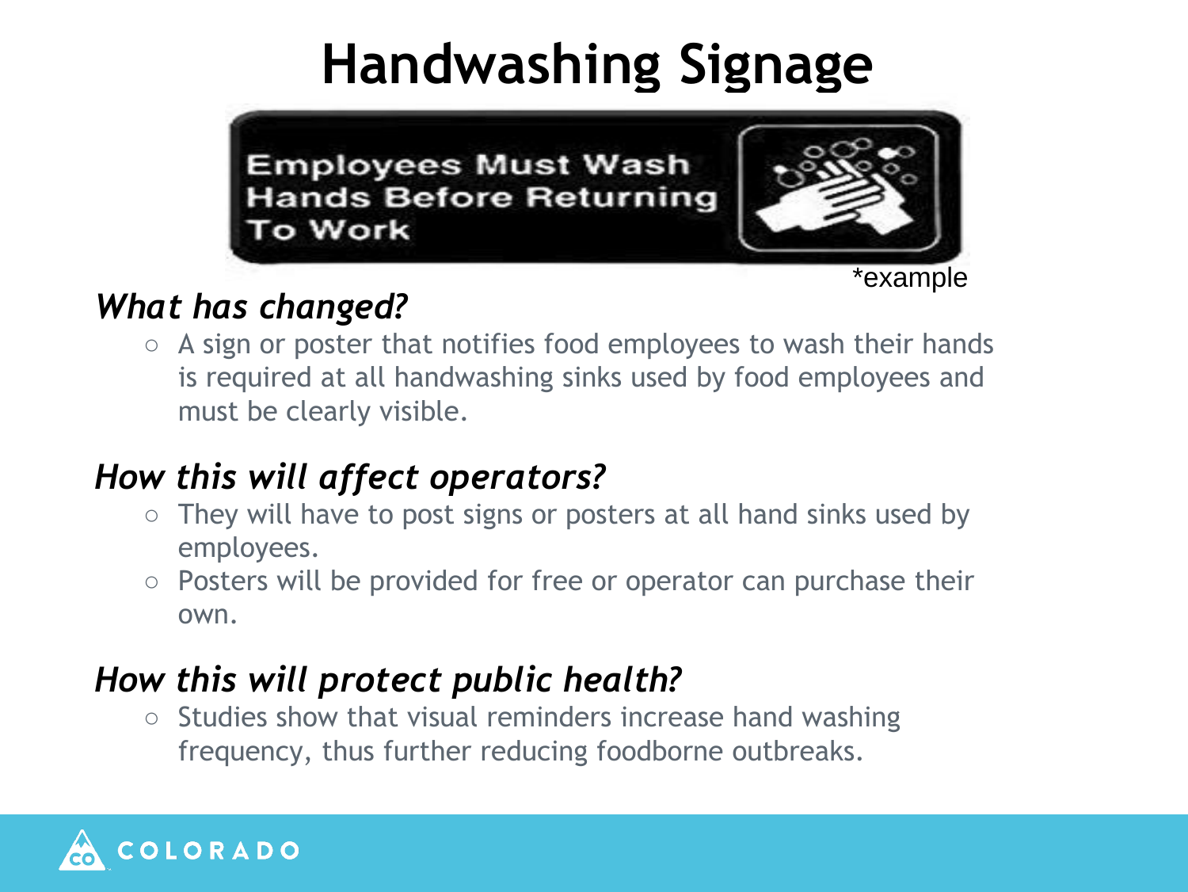# Handwashing Signage

Employees Must Wash Hands Before Returning To Work

*example

### *What has changed?*

- A sign or poster that notifies food employees to wash their hands is required at all handwashing sinks used by food employees and must be clearly visible.

### *How this will affect operators?*

- They will have to post signs or posters at all hand sinks used by employees.
- Posters will be provided for free or operator can purchase their own.

### *How this will protect public health?*

- Studies show that visual reminders increase hand washing frequency, thus further reducing foodborne outbreaks.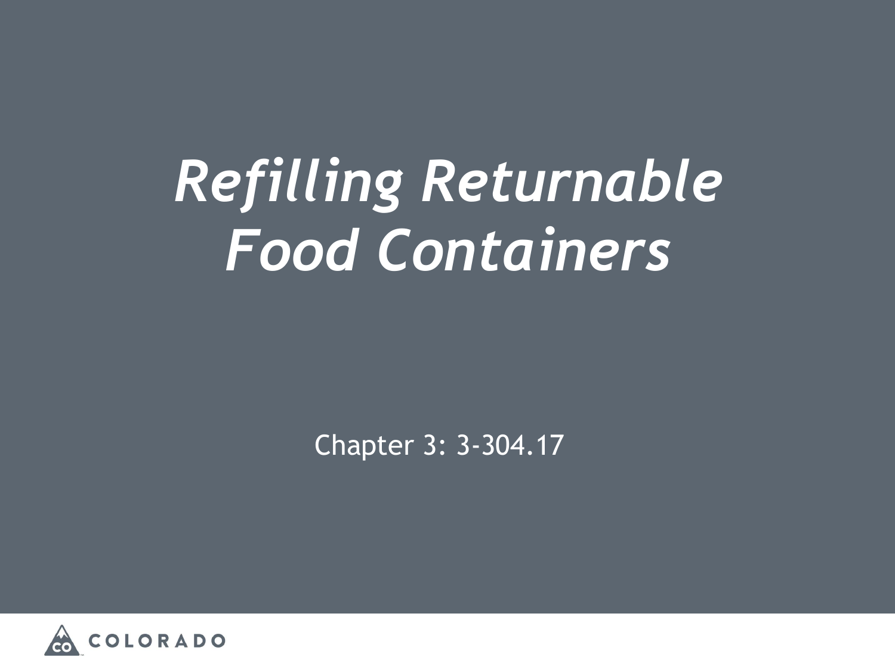# *Refilling Returnable Food Containers*

Chapter 3: 3-304.17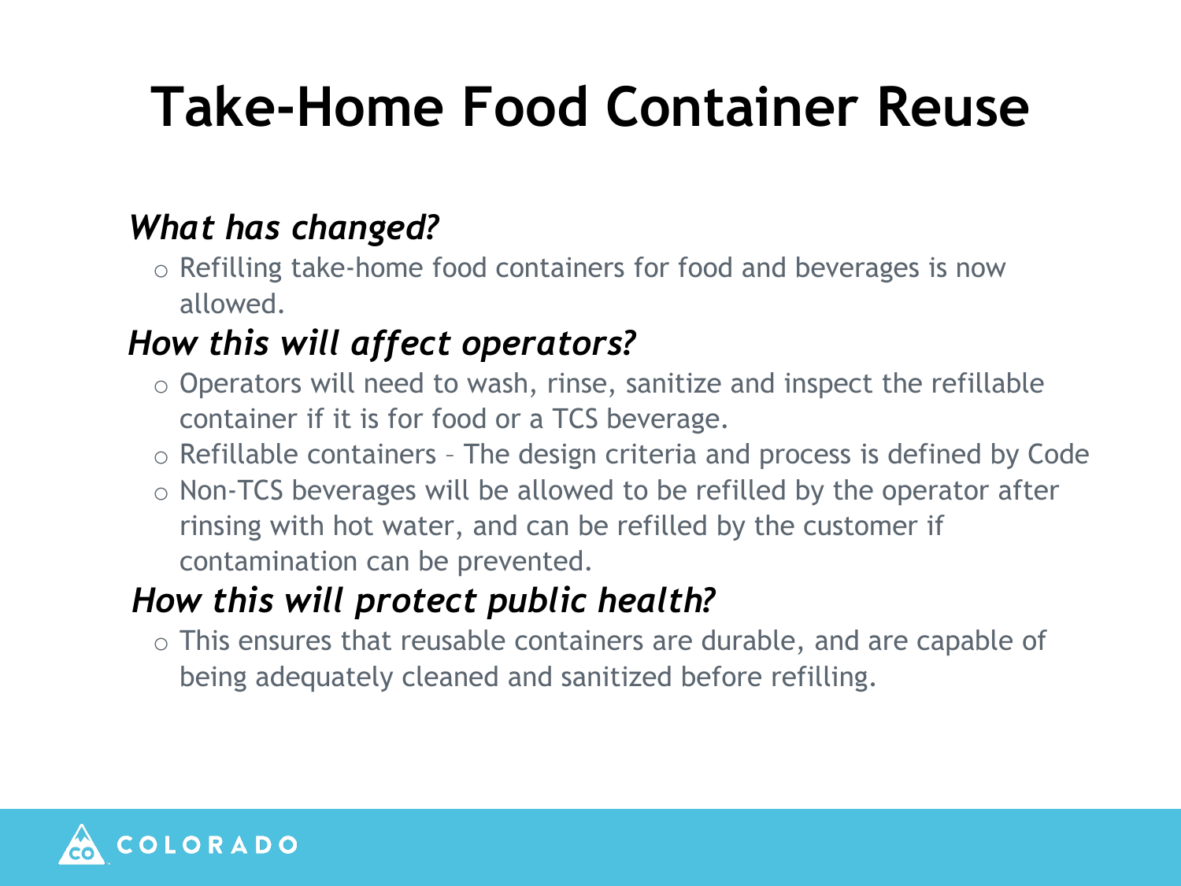# Take-Home Food Container Reuse

### *What has changed?*

- Refilling take-home food containers for food and beverages is now allowed.

### *How this will affect operators?*

- Operators will need to wash, rinse, sanitize and inspect the refillable container if it is for food or a TCS beverage.
- Refillable containers – The design criteria and process is defined by Code
- Non-TCS beverages will be allowed to be refilled by the operator after rinsing with hot water, and can be refilled by the customer if contamination can be prevented.

### *How this will protect public health?*

- This ensures that reusable containers are durable, and are capable of being adequately cleaned and sanitized before refilling.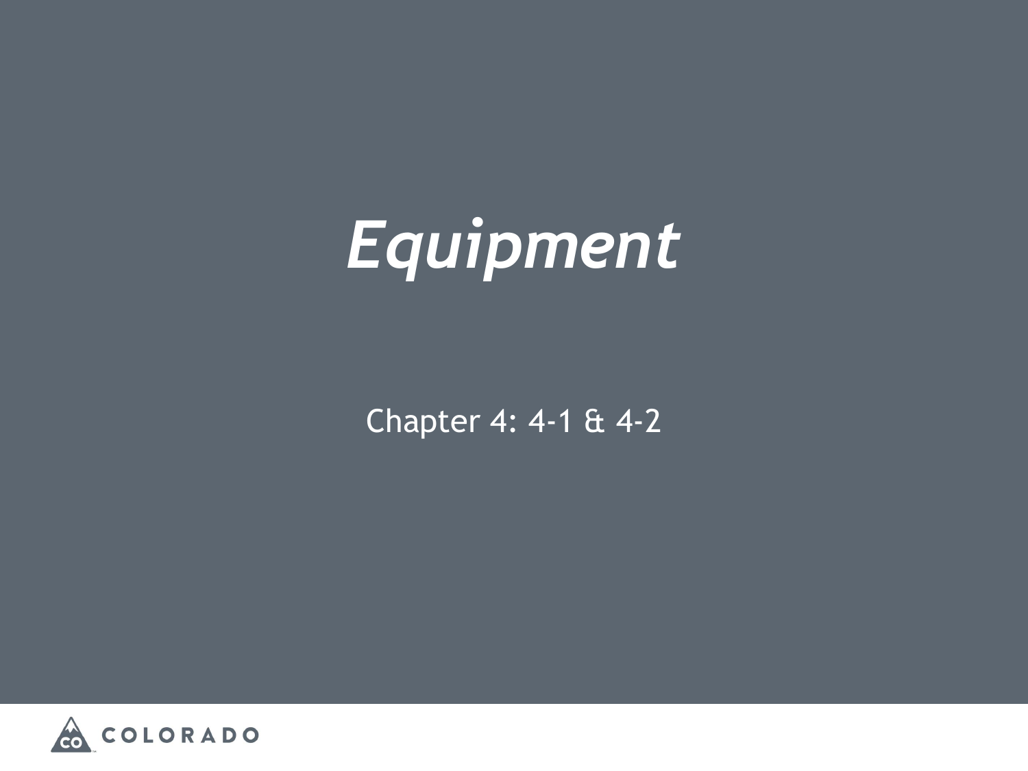# *Equipment*

Chapter 4: 4-1 & 4-2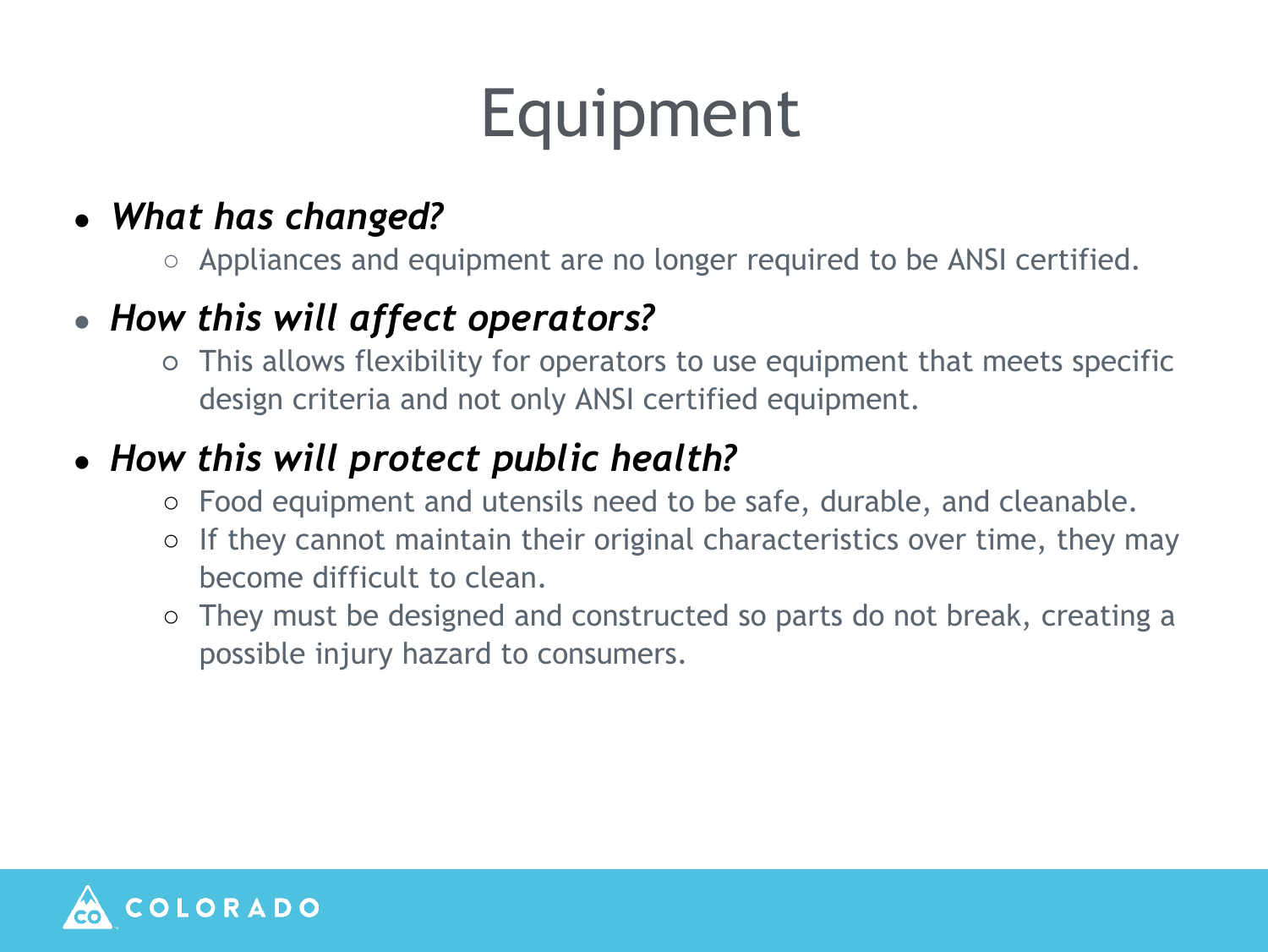# Equipment

- ***What has changed?***
  - Appliances and equipment are no longer required to be ANSI certified.
- ***How this will affect operators?***
  - This allows flexibility for operators to use equipment that meets specific design criteria and not only ANSI certified equipment.
- ***How this will protect public health?***
  - Food equipment and utensils need to be safe, durable, and cleanable.
  - If they cannot maintain their original characteristics over time, they may become difficult to clean.
  - They must be designed and constructed so parts do not break, creating a possible injury hazard to consumers.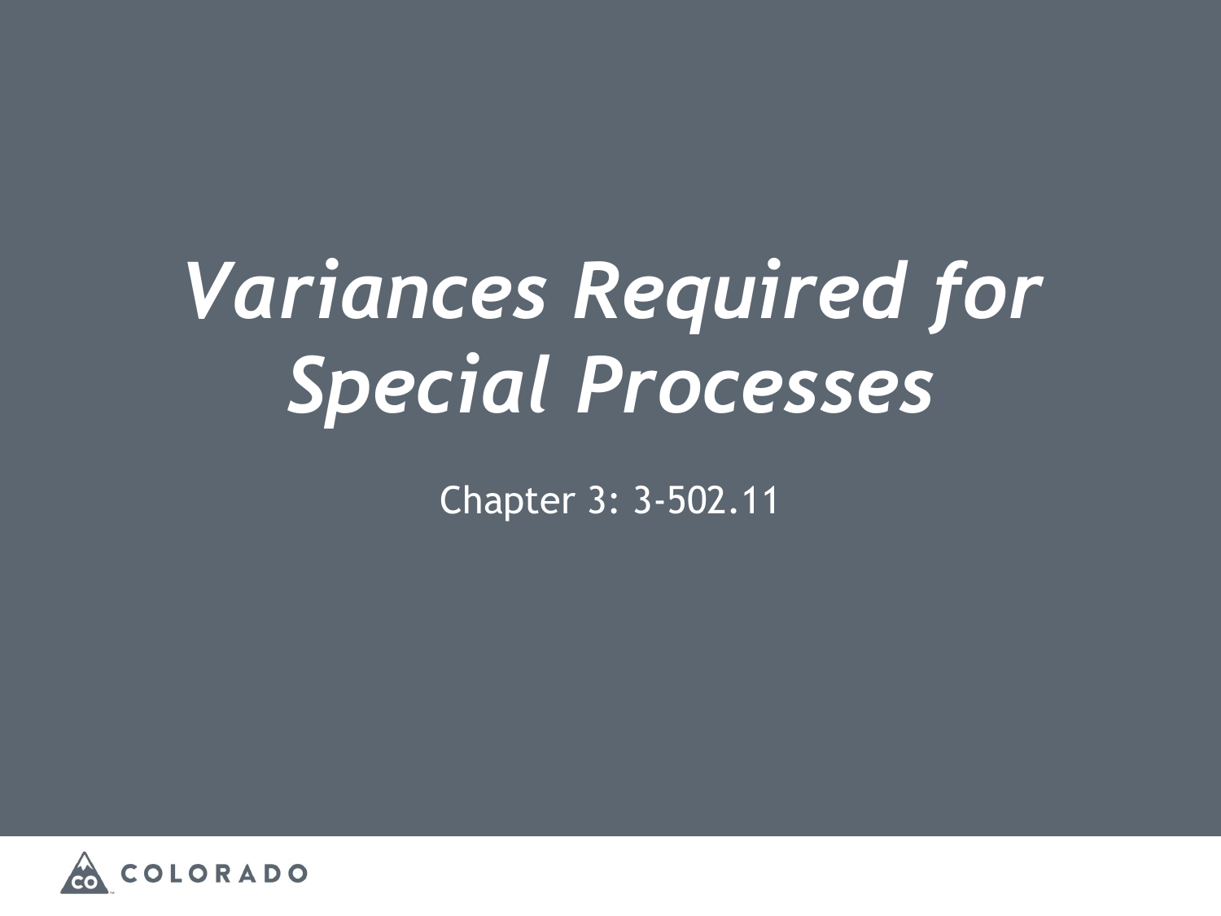# *Variances Required for Special Processes*

Chapter 3: 3-502.11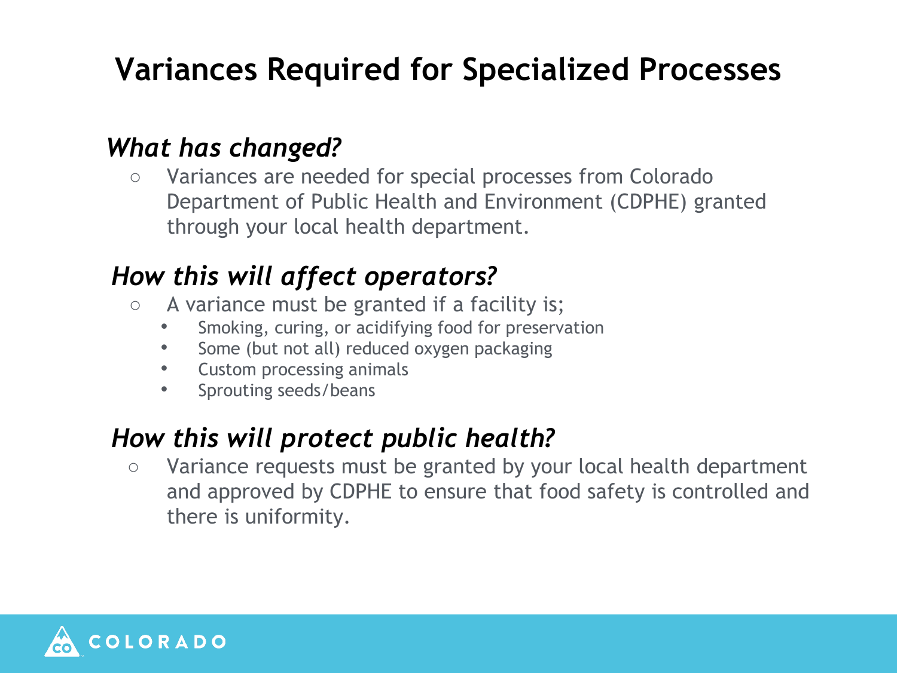# Variances Required for Specialized Processes

## *What has changed?*

- Variances are needed for special processes from Colorado Department of Public Health and Environment (CDPHE) granted through your local health department.

## *How this will affect operators?*

- A variance must be granted if a facility is;
  - Smoking, curing, or acidifying food for preservation
  - Some (but not all) reduced oxygen packaging
  - Custom processing animals
  - Sprouting seeds/beans

## *How this will protect public health?*

- Variance requests must be granted by your local health department and approved by CDPHE to ensure that food safety is controlled and there is uniformity.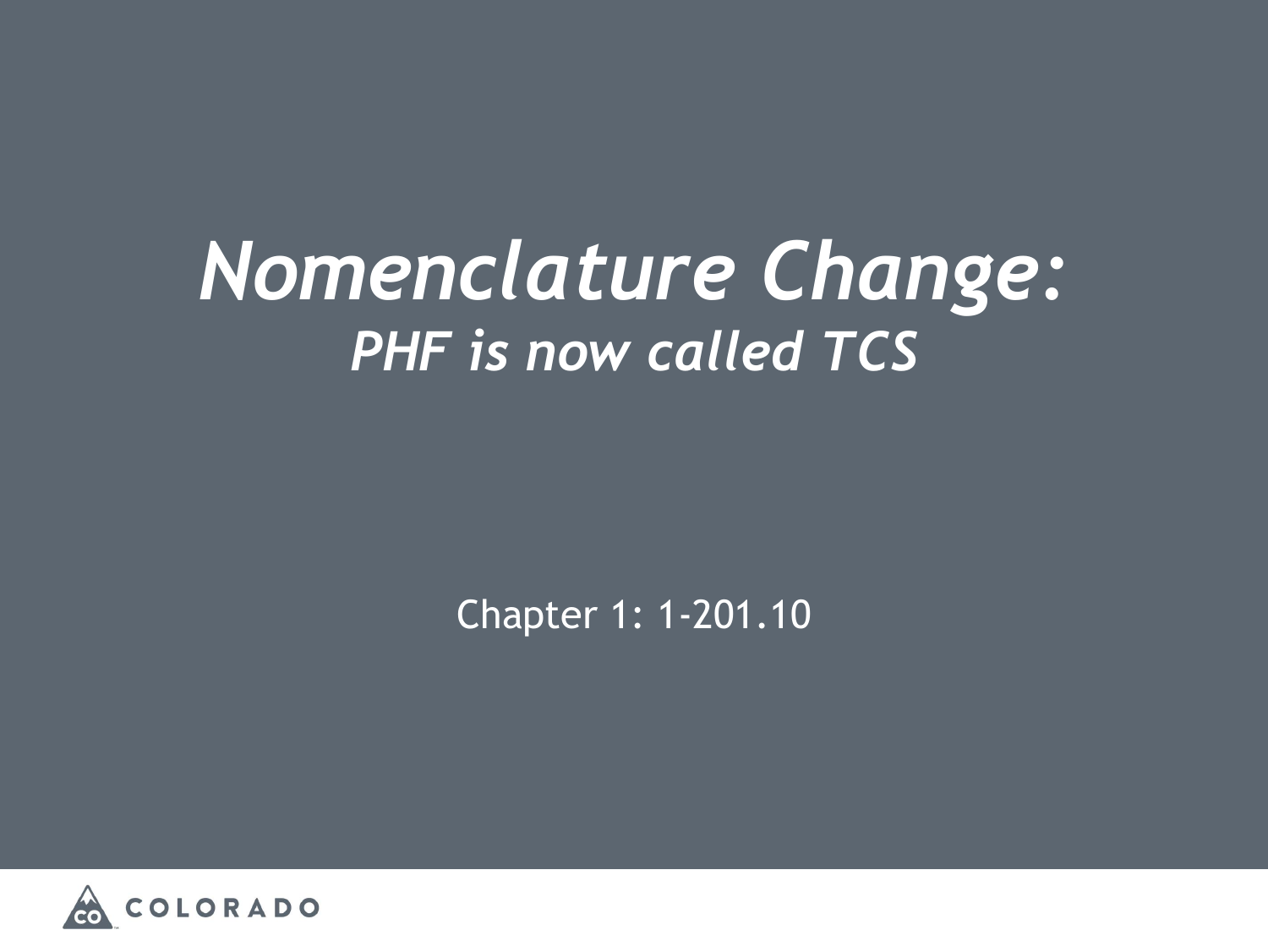# *Nomenclature Change:*

## *PHF is now called TCS*

Chapter 1: 1-201.10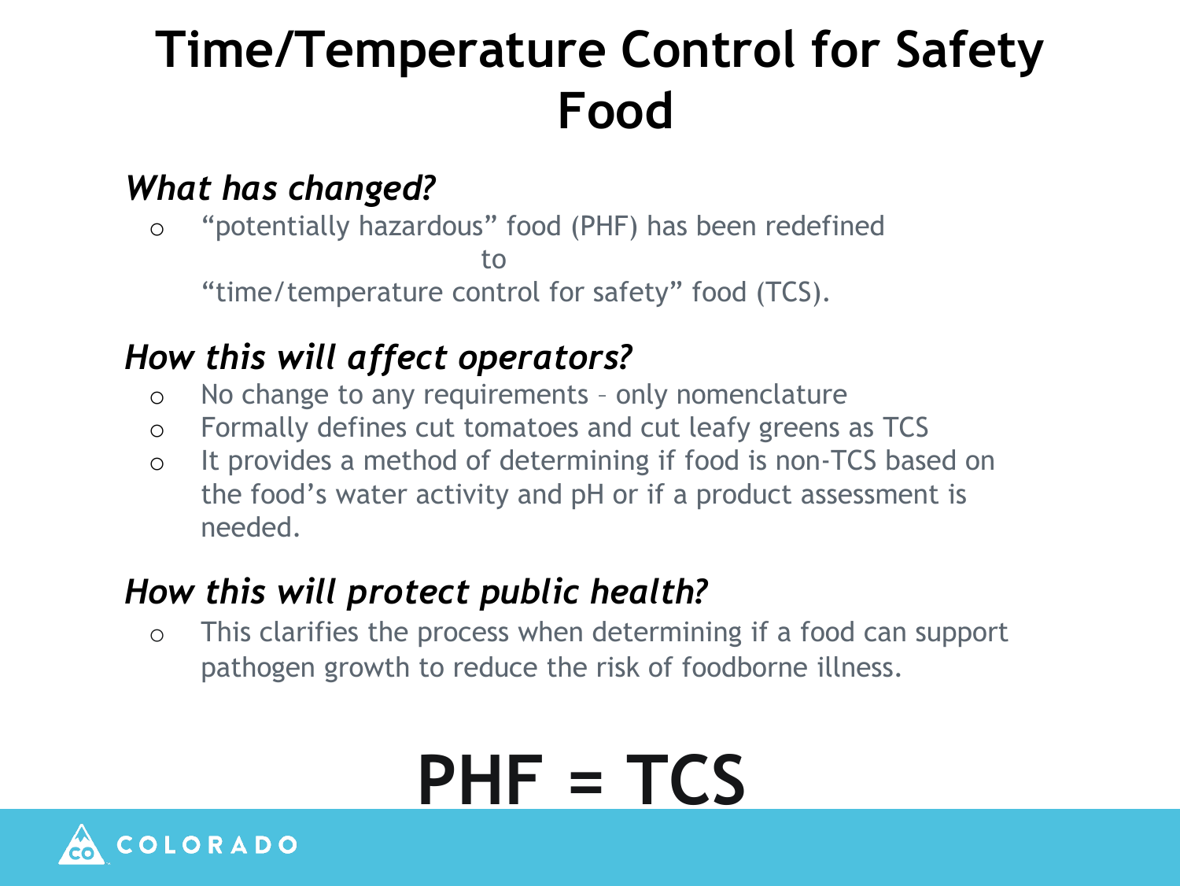# Time/Temperature Control for Safety Food

### *What has changed?*

- "potentially hazardous" food (PHF) has been redefined
  to
  "time/temperature control for safety" food (TCS).

### *How this will affect operators?*

- No change to any requirements – only nomenclature
- Formally defines cut tomatoes and cut leafy greens as TCS
- It provides a method of determining if food is non-TCS based on the food's water activity and pH or if a product assessment is needed.

### *How this will protect public health?*

- This clarifies the process when determining if a food can support pathogen growth to reduce the risk of foodborne illness.

# PHF = TCS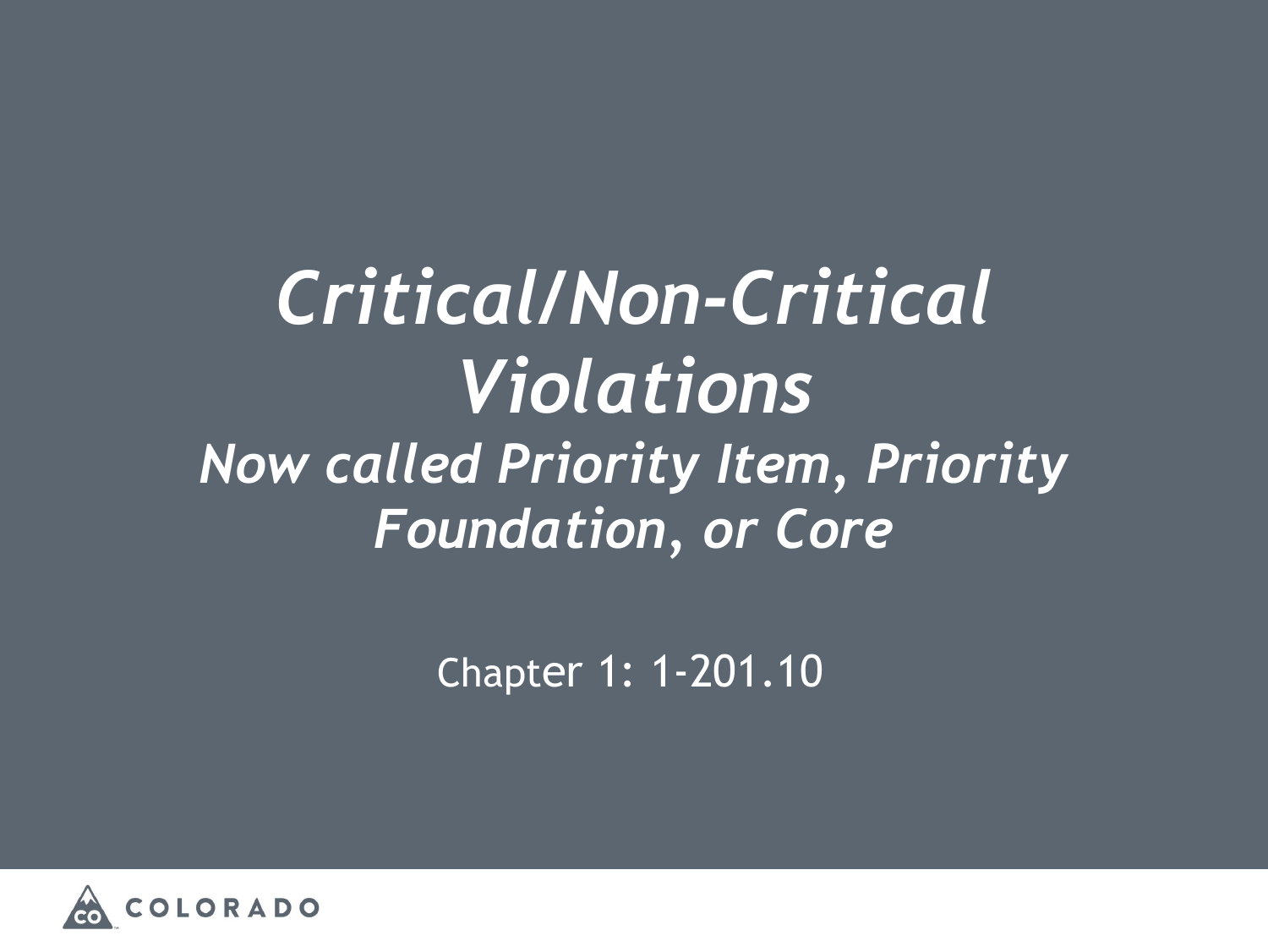# *Critical/Non-Critical Violations*

## *Now called Priority Item, Priority Foundation, or Core*

Chapter 1: 1-201.10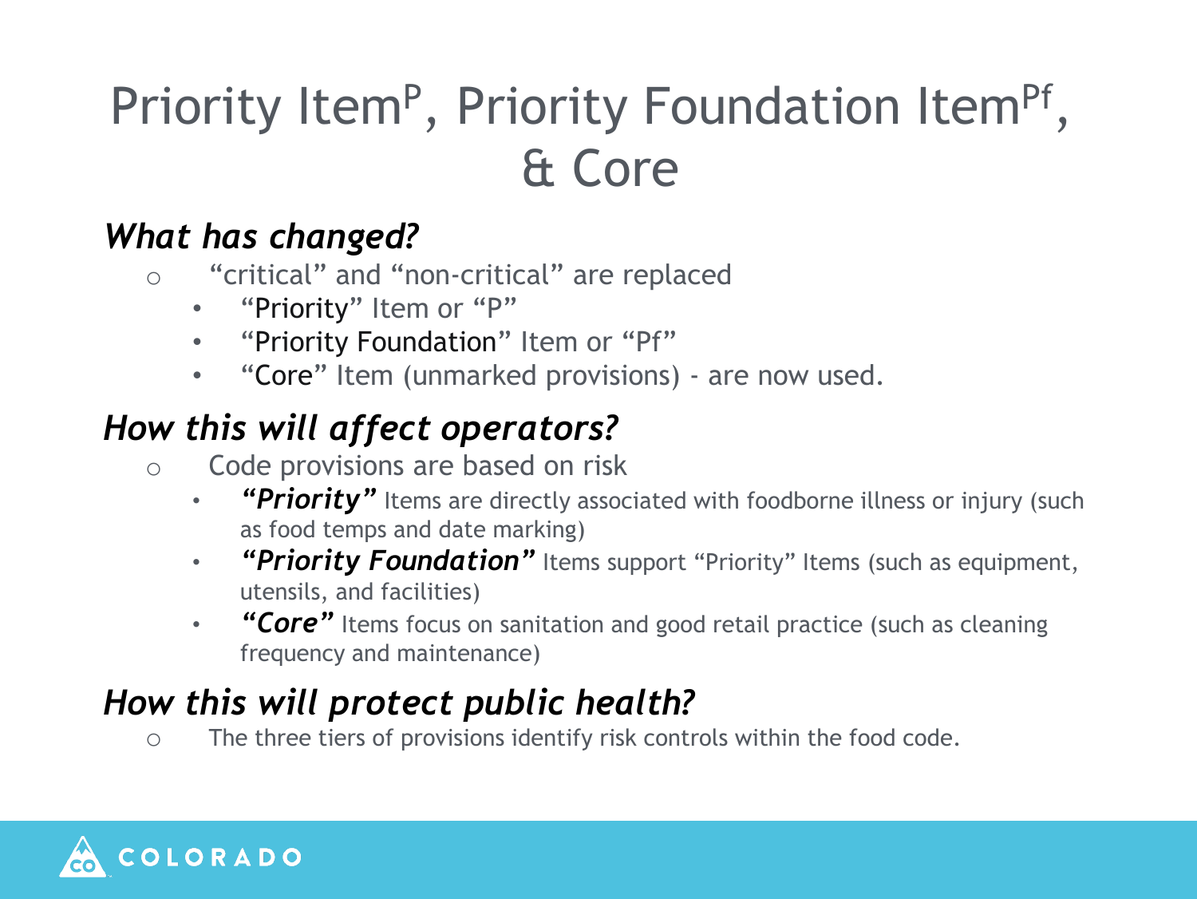# Priority Item[P], Priority Foundation Item[Pf], & Core

### *What has changed?*

- "critical" and "non-critical" are replaced
  - "Priority" Item or "P"
  - "Priority Foundation" Item or "Pf"
  - "Core" Item (unmarked provisions) - are now used.

### *How this will affect operators?*

- Code provisions are based on risk
  - ***"Priority"*** Items are directly associated with foodborne illness or injury (such as food temps and date marking)
  - ***"Priority Foundation"*** Items support "Priority" Items (such as equipment, utensils, and facilities)
  - ***"Core"*** Items focus on sanitation and good retail practice (such as cleaning frequency and maintenance)

### *How this will protect public health?*

- The three tiers of provisions identify risk controls within the food code.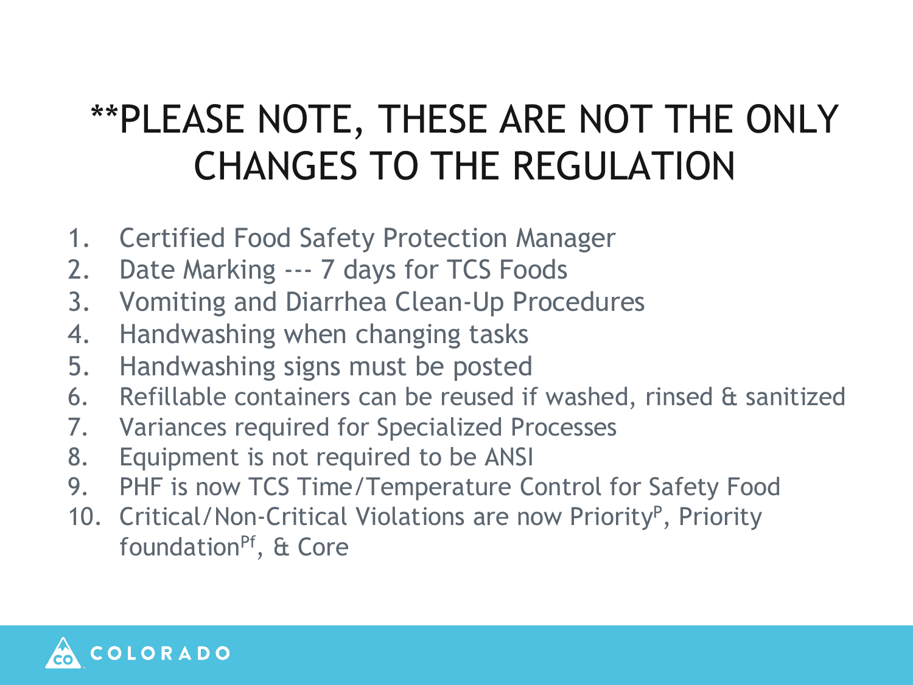# **PLEASE NOTE, THESE ARE NOT THE ONLY CHANGES TO THE REGULATION

1. Certified Food Safety Protection Manager
2. Date Marking --- 7 days for TCS Foods
3. Vomiting and Diarrhea Clean-Up Procedures
4. Handwashing when changing tasks
5. Handwashing signs must be posted
6. Refillable containers can be reused if washed, rinsed & sanitized
7. Variances required for Specialized Processes
8. Equipment is not required to be ANSI
9. PHF is now TCS Time/Temperature Control for Safety Food
10. Critical/Non-Critical Violations are now Priority$^{P}$, Priority foundation$^{Pf}$, & Core